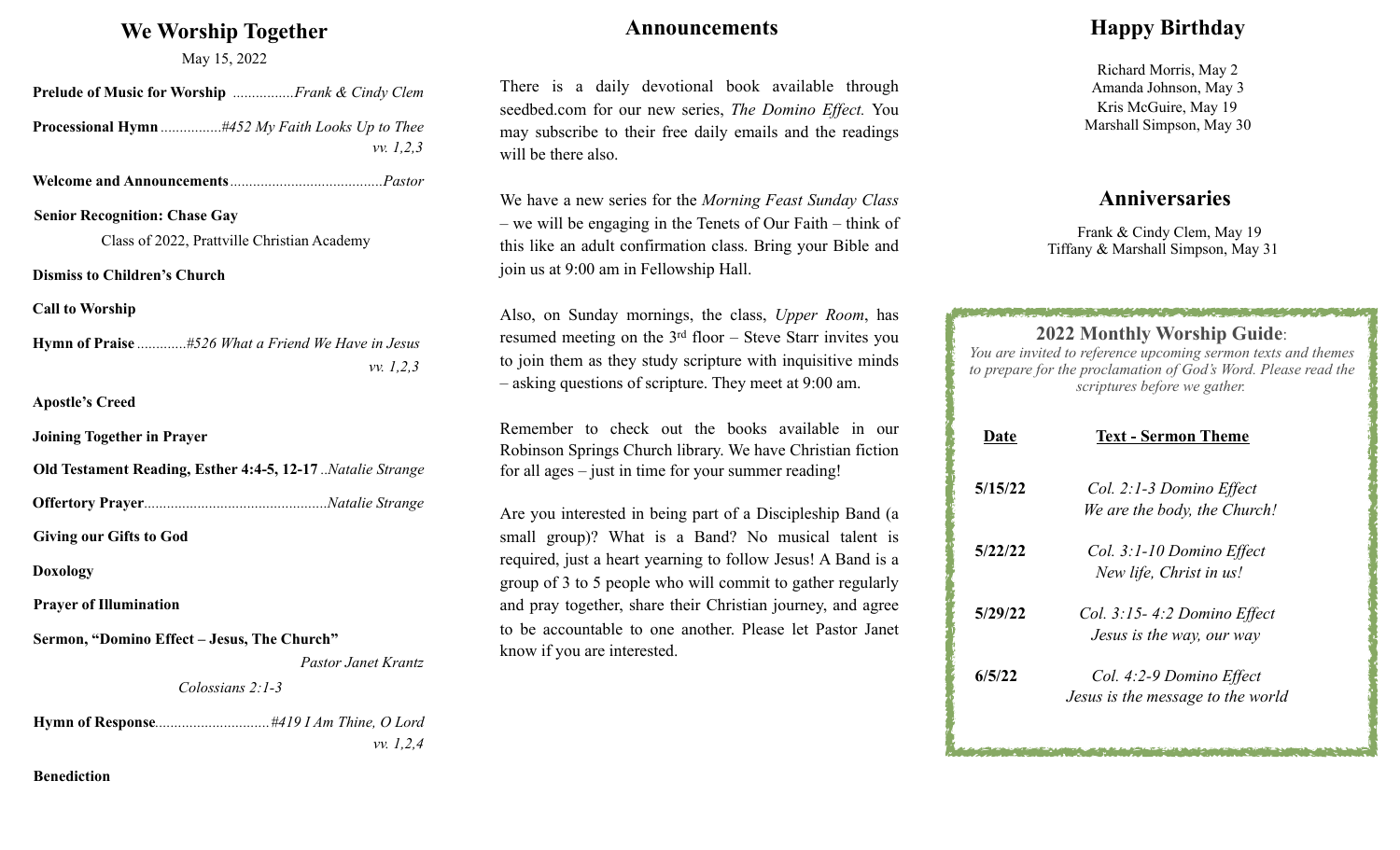## We Worship Together

May 15, 2022

**Prelude of Music for Worship** ................*Frank & Cindy Clem*

**Processional Hymn** ................*#452 My Faith Looks Up to Thee vv. 1,2,3*

**Welcome and Announcements**........................................*Pastor*

**Senior Recognition: Chase Gay**

Class of 2022, Prattville Christian Academy

**Dismiss to Children's Church**

**Call to Worship**

**Hymn of Praise** .............*#526 What a Friend We Have in Jesus vv. 1,2,3*

**Apostle's Creed**

**Joining Together in Prayer**

**Old Testament Reading, Esther 4:4-5, 12-17** ..*Natalie Strange*

**Offertory Prayer**................................................*Natalie Strange*

**Giving our Gifts to God**

**Doxology**

**Prayer of Illumination**

**Sermon, "Domino Effect – Jesus, The Church"**

*Pastor Janet Krantz*

*Colossians 2:1-3*

**Hymn of Response**..............................*#419 I Am Thine, O Lord vv. 1,2,4*

**Benediction**

## Announcements

There is a daily devotional book available through seedbed.com for our new series, *The Domino Effect.* You may subscribe to their free daily emails and the readings will be there also.

We have a new series for the *Morning Feast Sunday Class* – we will be engaging in the Tenets of Our Faith – think of this like an adult confirmation class. Bring your Bible and join us at 9:00 am in Fellowship Hall.

Also, on Sunday mornings, the class, *Upper Room*, has resumed meeting on the 3rd floor – Steve Starr invites you to join them as they study scripture with inquisitive minds – asking questions of scripture. They meet at 9:00 am.

Remember to check out the books available in our Robinson Springs Church library. We have Christian fiction for all ages – just in time for your summer reading!

Are you interested in being part of a Discipleship Band (a small group)? What is a Band? No musical talent is required, just a heart yearning to follow Jesus! A Band is a group of 3 to 5 people who will commit to gather regularly and pray together, share their Christian journey, and agree to be accountable to one another. Please let Pastor Janet know if you are interested.

## Happy Birthday

Richard Morris, May 2
Amanda Johnson, May 3
Kris McGuire, May 19
Marshall Simpson, May 30

## Anniversaries

Frank & Cindy Clem, May 19
Tiffany & Marshall Simpson, May 31

## 2022 Monthly Worship Guide:

*You are invited to reference upcoming sermon texts and themes to prepare for the proclamation of God's Word. Please read the scriptures before we gather.*

| Date | Text - Sermon Theme |
|---|---|
| 5/15/22 | *Col. 2:1-3 Domino Effect* *We are the body, the Church!* |
| 5/22/22 | *Col. 3:1-10 Domino Effect* *New life, Christ in us!* |
| 5/29/22 | *Col. 3:15- 4:2 Domino Effect* *Jesus is the way, our way* |
| 6/5/22 | *Col. 4:2-9 Domino Effect* *Jesus is the message to the world* |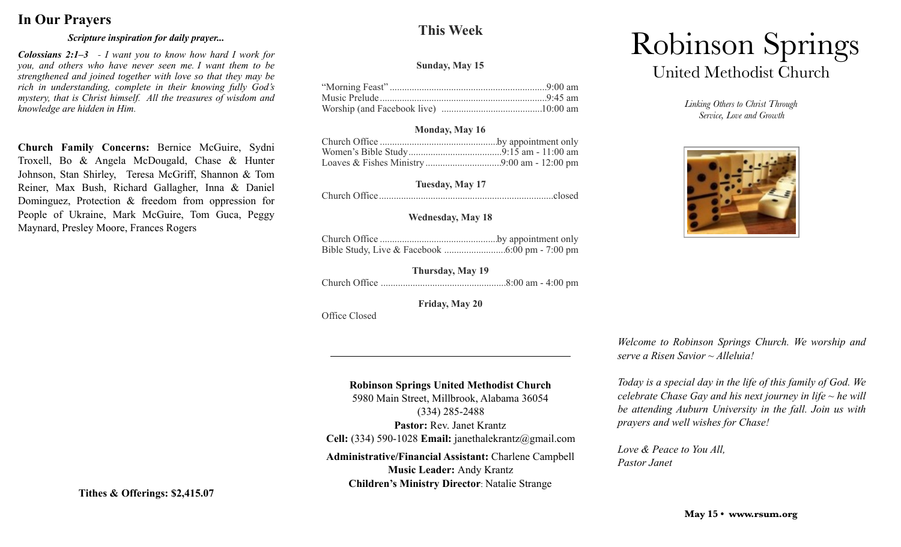## In Our Prayers

***Scripture inspiration for daily prayer...***

***Colossians 2:1–3*** *- I want you to know how hard I work for you, and others who have never seen me. I want them to be strengthened and joined together with love so that they may be rich in understanding, complete in their knowing fully God's mystery, that is Christ himself. All the treasures of wisdom and knowledge are hidden in Him.*

**Church Family Concerns:** Bernice McGuire, Sydni Troxell, Bo & Angela McDougald, Chase & Hunter Johnson, Stan Shirley, Teresa McGriff, Shannon & Tom Reiner, Max Bush, Richard Gallagher, Inna & Daniel Dominguez, Protection & freedom from oppression for People of Ukraine, Mark McGuire, Tom Guca, Peggy Maynard, Presley Moore, Frances Rogers

**Tithes & Offerings: $2,415.07**

## This Week

**Sunday, May 15**

"Morning Feast" ........................ 9:00 am
Music Prelude ........................ 9:45 am
Worship (and Facebook live) ........................ 10:00 am

**Monday, May 16**

Church Office ........................ by appointment only
Women's Bible Study ........................ 9:15 am - 11:00 am
Loaves & Fishes Ministry ........................ 9:00 am - 12:00 pm

**Tuesday, May 17**

Church Office ........................ closed

**Wednesday, May 18**

Church Office ........................ by appointment only
Bible Study, Live & Facebook ........................ 6:00 pm - 7:00 pm

**Thursday, May 19**

Church Office ........................ 8:00 am - 4:00 pm

**Friday, May 20**

Office Closed

---

**Robinson Springs United Methodist Church**
5980 Main Street, Millbrook, Alabama 36054
(334) 285-2488
**Pastor:** Rev. Janet Krantz
**Cell:** (334) 590-1028 **Email:** janethalekrantz@gmail.com
**Administrative/Financial Assistant:** Charlene Campbell
**Music Leader:** Andy Krantz
**Children's Ministry Director**: Natalie Strange

# Robinson Springs
## United Methodist Church

*Linking Others to Christ Through Service, Love and Growth*

*Welcome to Robinson Springs Church. We worship and serve a Risen Savior ~ Alleluia!*

*Today is a special day in the life of this family of God. We celebrate Chase Gay and his next journey in life ~ he will be attending Auburn University in the fall. Join us with prayers and well wishes for Chase!*

*Love & Peace to You All,*
*Pastor Janet*

**May 15 • www.rsum.org**